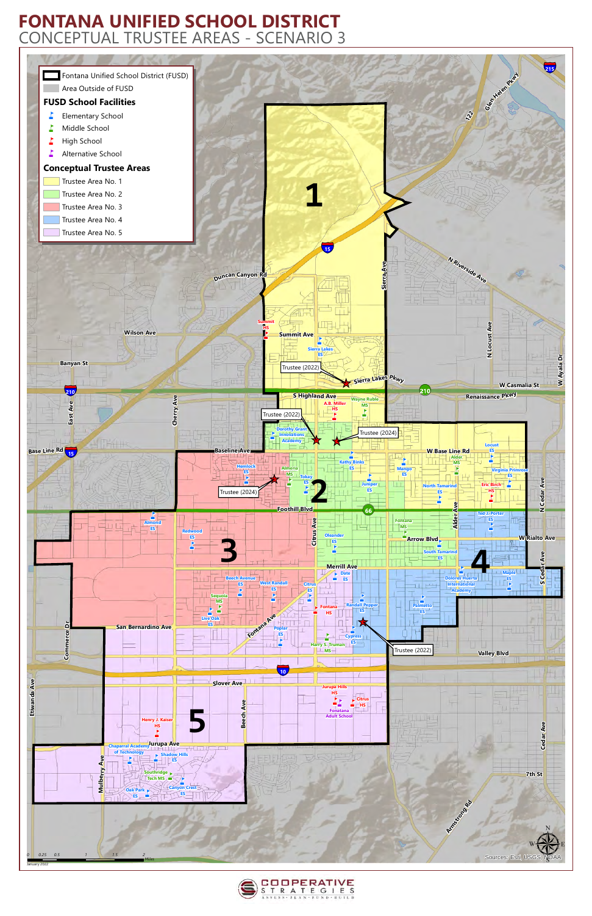# FONTANA UNIFIED SCHOOL DISTRICT

## CONCEPTUAL TRUSTEE AREAS - SCENARIO 3

- Fontana Unified School District (FUSD)
- Area Outside of FUSD

### FUSD School Facilities

- Elementary School
- Middle School
- High School
- Alternative School

### Conceptual Trustee Areas

- Trustee Area No. 1
- Trustee Area No. 2
- Trustee Area No. 3
- Trustee Area No. 4
- Trustee Area No. 5

Trustee (2022)

Trustee (2022)

Trustee (2024)

Trustee (2024)

Trustee (2022)

0 0.25 0.5 1 1.5 2 Miles

January 2022

Sources: Esri, USGS, NOAA

COOPERATIVE STRATEGIES

ASSESS · PLAN · FUND · BUILD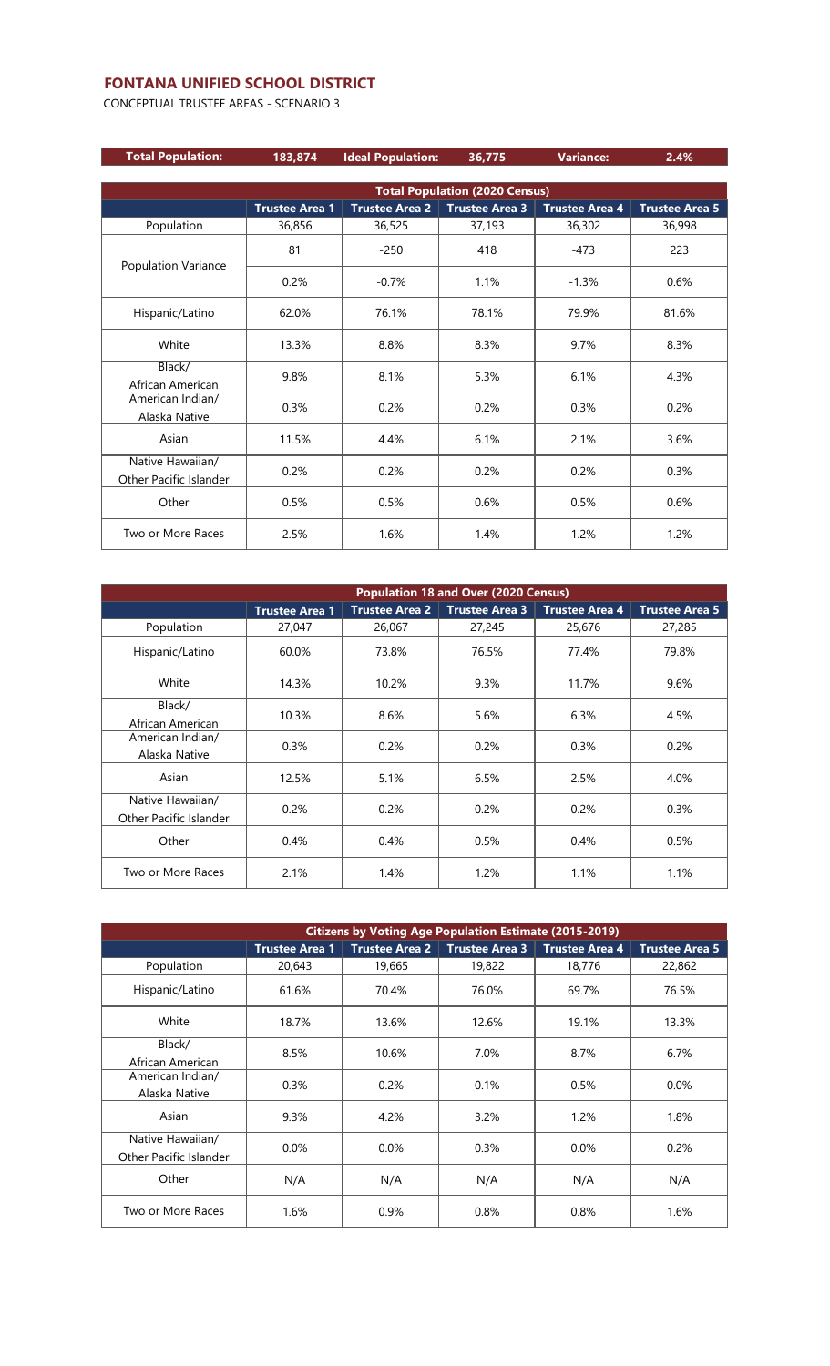# FONTANA UNIFIED SCHOOL DISTRICT

CONCEPTUAL TRUSTEE AREAS - SCENARIO 3

| Total Population: | 183,874 | Ideal Population: | 36,775 | Variance: | 2.4% |
|---|---|---|---|---|---|

| Total Population (2020 Census) | | | | | |
|---|---|---|---|---|---|
| | Trustee Area 1 | Trustee Area 2 | Trustee Area 3 | Trustee Area 4 | Trustee Area 5 |
| Population | 36,856 | 36,525 | 37,193 | 36,302 | 36,998 |
| Population Variance | 81 | -250 | 418 | -473 | 223 |
| | 0.2% | -0.7% | 1.1% | -1.3% | 0.6% |
| Hispanic/Latino | 62.0% | 76.1% | 78.1% | 79.9% | 81.6% |
| White | 13.3% | 8.8% | 8.3% | 9.7% | 8.3% |
| Black/ African American | 9.8% | 8.1% | 5.3% | 6.1% | 4.3% |
| American Indian/ Alaska Native | 0.3% | 0.2% | 0.2% | 0.3% | 0.2% |
| Asian | 11.5% | 4.4% | 6.1% | 2.1% | 3.6% |
| Native Hawaiian/ Other Pacific Islander | 0.2% | 0.2% | 0.2% | 0.2% | 0.3% |
| Other | 0.5% | 0.5% | 0.6% | 0.5% | 0.6% |
| Two or More Races | 2.5% | 1.6% | 1.4% | 1.2% | 1.2% |

| Population 18 and Over (2020 Census) | | | | | |
|---|---|---|---|---|---|
| | Trustee Area 1 | Trustee Area 2 | Trustee Area 3 | Trustee Area 4 | Trustee Area 5 |
| Population | 27,047 | 26,067 | 27,245 | 25,676 | 27,285 |
| Hispanic/Latino | 60.0% | 73.8% | 76.5% | 77.4% | 79.8% |
| White | 14.3% | 10.2% | 9.3% | 11.7% | 9.6% |
| Black/ African American | 10.3% | 8.6% | 5.6% | 6.3% | 4.5% |
| American Indian/ Alaska Native | 0.3% | 0.2% | 0.2% | 0.3% | 0.2% |
| Asian | 12.5% | 5.1% | 6.5% | 2.5% | 4.0% |
| Native Hawaiian/ Other Pacific Islander | 0.2% | 0.2% | 0.2% | 0.2% | 0.3% |
| Other | 0.4% | 0.4% | 0.5% | 0.4% | 0.5% |
| Two or More Races | 2.1% | 1.4% | 1.2% | 1.1% | 1.1% |

| Citizens by Voting Age Population Estimate (2015-2019) | | | | | |
|---|---|---|---|---|---|
| | Trustee Area 1 | Trustee Area 2 | Trustee Area 3 | Trustee Area 4 | Trustee Area 5 |
| Population | 20,643 | 19,665 | 19,822 | 18,776 | 22,862 |
| Hispanic/Latino | 61.6% | 70.4% | 76.0% | 69.7% | 76.5% |
| White | 18.7% | 13.6% | 12.6% | 19.1% | 13.3% |
| Black/ African American | 8.5% | 10.6% | 7.0% | 8.7% | 6.7% |
| American Indian/ Alaska Native | 0.3% | 0.2% | 0.1% | 0.5% | 0.0% |
| Asian | 9.3% | 4.2% | 3.2% | 1.2% | 1.8% |
| Native Hawaiian/ Other Pacific Islander | 0.0% | 0.0% | 0.3% | 0.0% | 0.2% |
| Other | N/A | N/A | N/A | N/A | N/A |
| Two or More Races | 1.6% | 0.9% | 0.8% | 0.8% | 1.6% |